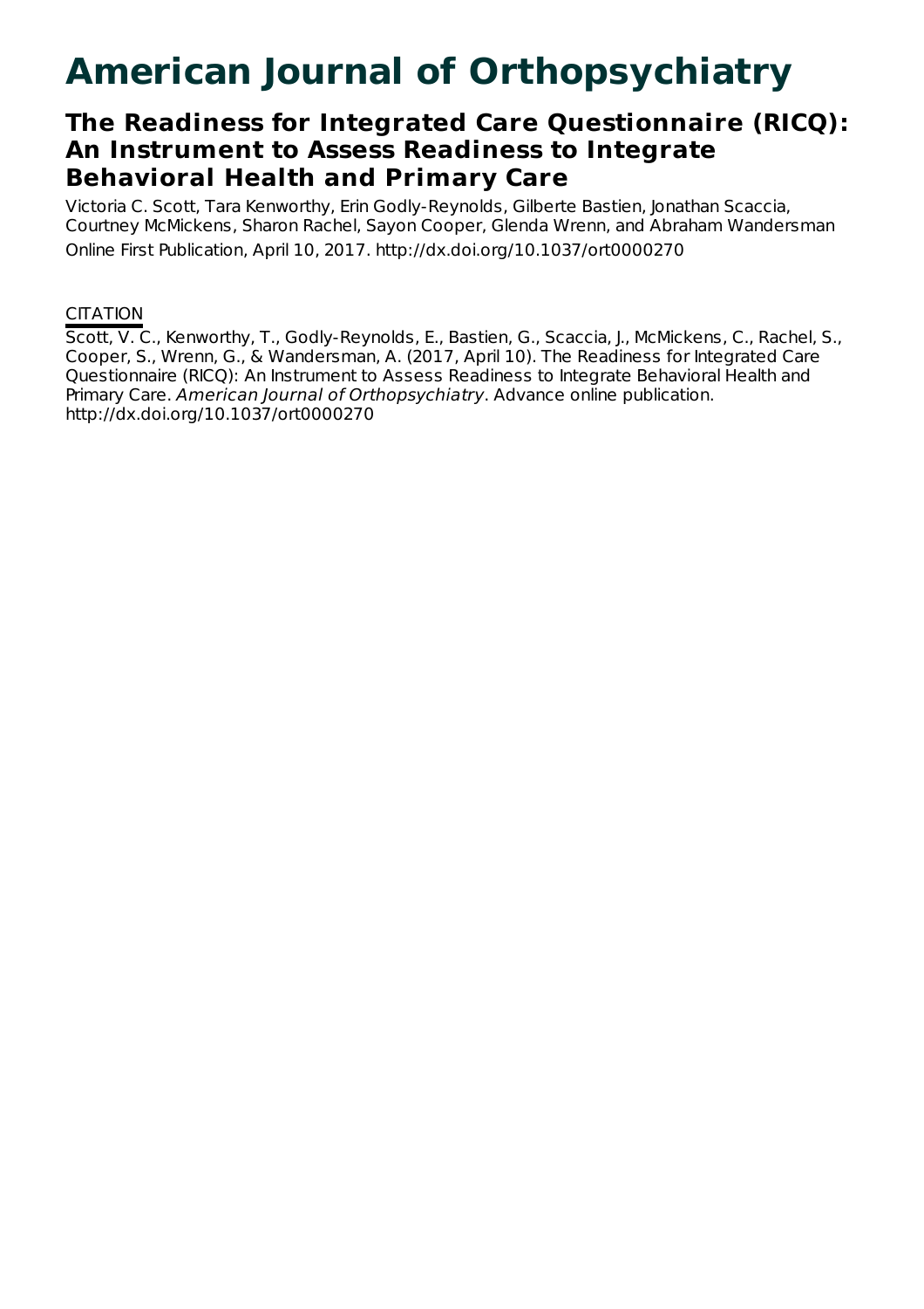# American Journal of Orthopsychiatry

## The Readiness for Integrated Care Questionnaire (RICQ): An Instrument to Assess Readiness to Integrate Behavioral Health and Primary Care

Victoria C. Scott, Tara Kenworthy, Erin Godly-Reynolds, Gilberte Bastien, Jonathan Scaccia, Courtney McMickens, Sharon Rachel, Sayon Cooper, Glenda Wrenn, and Abraham Wandersman

Online First Publication, April 10, 2017. http://dx.doi.org/10.1037/ort0000270

CITATION

Scott, V. C., Kenworthy, T., Godly-Reynolds, E., Bastien, G., Scaccia, J., McMickens, C., Rachel, S., Cooper, S., Wrenn, G., & Wandersman, A. (2017, April 10). The Readiness for Integrated Care Questionnaire (RICQ): An Instrument to Assess Readiness to Integrate Behavioral Health and Primary Care. *American Journal of Orthopsychiatry*. Advance online publication. http://dx.doi.org/10.1037/ort0000270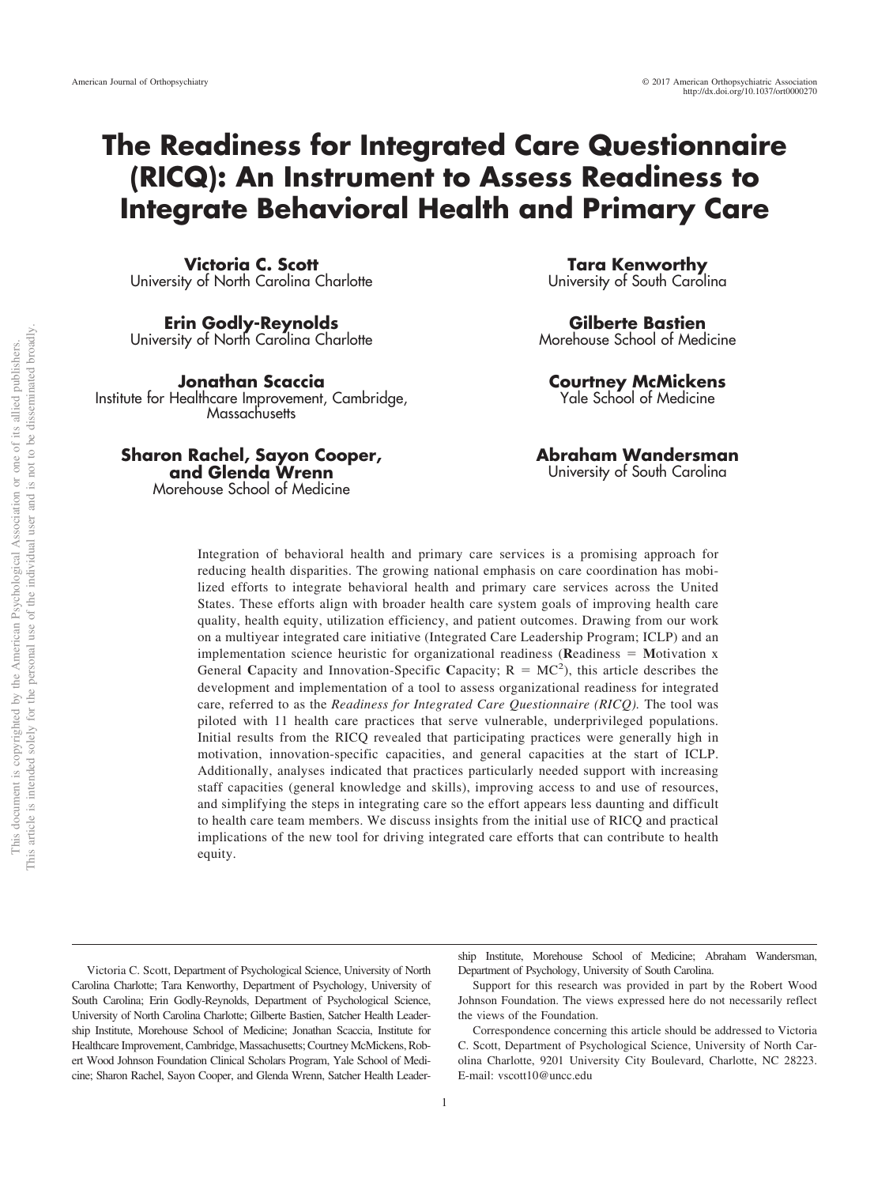# The Readiness for Integrated Care Questionnaire (RICQ): An Instrument to Assess Readiness to Integrate Behavioral Health and Primary Care

**Victoria C. Scott**
University of North Carolina Charlotte

**Tara Kenworthy**
University of South Carolina

**Erin Godly-Reynolds**
University of North Carolina Charlotte

**Gilberte Bastien**
Morehouse School of Medicine

**Jonathan Scaccia**
Institute for Healthcare Improvement, Cambridge, Massachusetts

**Courtney McMickens**
Yale School of Medicine

**Sharon Rachel, Sayon Cooper, and Glenda Wrenn**
Morehouse School of Medicine

**Abraham Wandersman**
University of South Carolina

Integration of behavioral health and primary care services is a promising approach for reducing health disparities. The growing national emphasis on care coordination has mobilized efforts to integrate behavioral health and primary care services across the United States. These efforts align with broader health care system goals of improving health care quality, health equity, utilization efficiency, and patient outcomes. Drawing from our work on a multiyear integrated care initiative (Integrated Care Leadership Program; ICLP) and an implementation science heuristic for organizational readiness (**R**eadiness = **M**otivation x General **C**apacity and Innovation-Specific **C**apacity; $R = MC^2$), this article describes the development and implementation of a tool to assess organizational readiness for integrated care, referred to as the *Readiness for Integrated Care Questionnaire (RICQ).* The tool was piloted with 11 health care practices that serve vulnerable, underprivileged populations. Initial results from the RICQ revealed that participating practices were generally high in motivation, innovation-specific capacities, and general capacities at the start of ICLP. Additionally, analyses indicated that practices particularly needed support with increasing staff capacities (general knowledge and skills), improving access to and use of resources, and simplifying the steps in integrating care so the effort appears less daunting and difficult to health care team members. We discuss insights from the initial use of RICQ and practical implications of the new tool for driving integrated care efforts that can contribute to health equity.

Victoria C. Scott, Department of Psychological Science, University of North Carolina Charlotte; Tara Kenworthy, Department of Psychology, University of South Carolina; Erin Godly-Reynolds, Department of Psychological Science, University of North Carolina Charlotte; Gilberte Bastien, Satcher Health Leadership Institute, Morehouse School of Medicine; Jonathan Scaccia, Institute for Healthcare Improvement, Cambridge, Massachusetts; Courtney McMickens, Robert Wood Johnson Foundation Clinical Scholars Program, Yale School of Medicine; Sharon Rachel, Sayon Cooper, and Glenda Wrenn, Satcher Health Leadership Institute, Morehouse School of Medicine; Abraham Wandersman, Department of Psychology, University of South Carolina.

Support for this research was provided in part by the Robert Wood Johnson Foundation. The views expressed here do not necessarily reflect the views of the Foundation.

Correspondence concerning this article should be addressed to Victoria C. Scott, Department of Psychological Science, University of North Carolina Charlotte, 9201 University City Boulevard, Charlotte, NC 28223. E-mail: vscott10@uncc.edu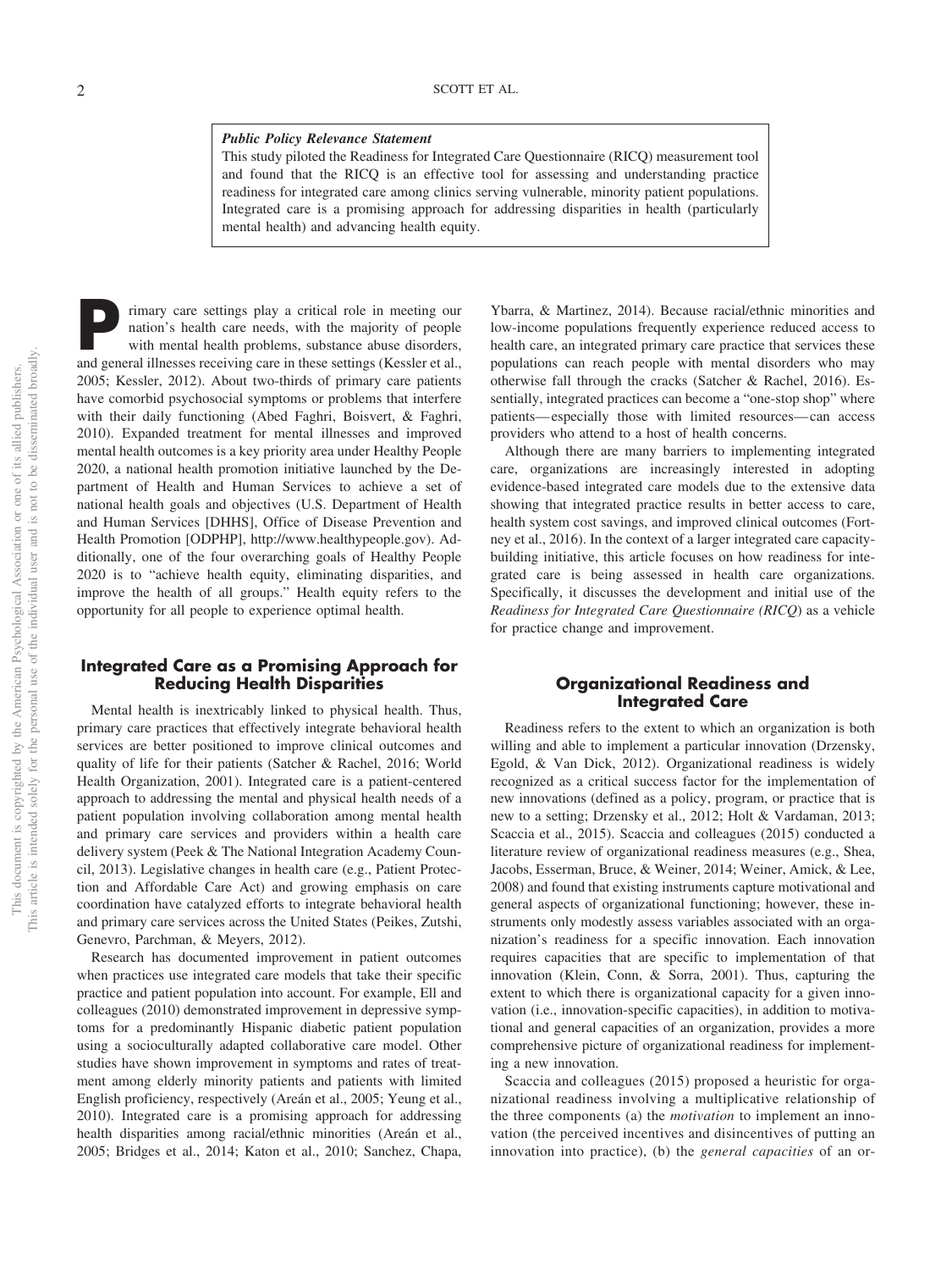***Public Policy Relevance Statement***

This study piloted the Readiness for Integrated Care Questionnaire (RICQ) measurement tool and found that the RICQ is an effective tool for assessing and understanding practice readiness for integrated care among clinics serving vulnerable, minority patient populations. Integrated care is a promising approach for addressing disparities in health (particularly mental health) and advancing health equity.

Primary care settings play a critical role in meeting our nation's health care needs, with the majority of people with mental health problems, substance abuse disorders, and general illnesses receiving care in these settings (Kessler et al., 2005; Kessler, 2012). About two-thirds of primary care patients have comorbid psychosocial symptoms or problems that interfere with their daily functioning (Abed Faghri, Boisvert, & Faghri, 2010). Expanded treatment for mental illnesses and improved mental health outcomes is a key priority area under Healthy People 2020, a national health promotion initiative launched by the Department of Health and Human Services to achieve a set of national health goals and objectives (U.S. Department of Health and Human Services [DHHS], Office of Disease Prevention and Health Promotion [ODPHP], http://www.healthypeople.gov). Additionally, one of the four overarching goals of Healthy People 2020 is to "achieve health equity, eliminating disparities, and improve the health of all groups." Health equity refers to the opportunity for all people to experience optimal health.

## Integrated Care as a Promising Approach for Reducing Health Disparities

Mental health is inextricably linked to physical health. Thus, primary care practices that effectively integrate behavioral health services are better positioned to improve clinical outcomes and quality of life for their patients (Satcher & Rachel, 2016; World Health Organization, 2001). Integrated care is a patient-centered approach to addressing the mental and physical health needs of a patient population involving collaboration among mental health and primary care services and providers within a health care delivery system (Peek & The National Integration Academy Council, 2013). Legislative changes in health care (e.g., Patient Protection and Affordable Care Act) and growing emphasis on care coordination have catalyzed efforts to integrate behavioral health and primary care services across the United States (Peikes, Zutshi, Genevro, Parchman, & Meyers, 2012).

Research has documented improvement in patient outcomes when practices use integrated care models that take their specific practice and patient population into account. For example, Ell and colleagues (2010) demonstrated improvement in depressive symptoms for a predominantly Hispanic diabetic patient population using a socioculturally adapted collaborative care model. Other studies have shown improvement in symptoms and rates of treatment among elderly minority patients and patients with limited English proficiency, respectively (Areán et al., 2005; Yeung et al., 2010). Integrated care is a promising approach for addressing health disparities among racial/ethnic minorities (Areán et al., 2005; Bridges et al., 2014; Katon et al., 2010; Sanchez, Chapa, Ybarra, & Martinez, 2014). Because racial/ethnic minorities and low-income populations frequently experience reduced access to health care, an integrated primary care practice that services these populations can reach people with mental disorders who may otherwise fall through the cracks (Satcher & Rachel, 2016). Essentially, integrated practices can become a "one-stop shop" where patients—especially those with limited resources—can access providers who attend to a host of health concerns.

Although there are many barriers to implementing integrated care, organizations are increasingly interested in adopting evidence-based integrated care models due to the extensive data showing that integrated practice results in better access to care, health system cost savings, and improved clinical outcomes (Fortney et al., 2016). In the context of a larger integrated care capacity-building initiative, this article focuses on how readiness for integrated care is being assessed in health care organizations. Specifically, it discusses the development and initial use of the *Readiness for Integrated Care Questionnaire (RICQ)* as a vehicle for practice change and improvement.

## Organizational Readiness and Integrated Care

Readiness refers to the extent to which an organization is both willing and able to implement a particular innovation (Drzensky, Egold, & Van Dick, 2012). Organizational readiness is widely recognized as a critical success factor for the implementation of new innovations (defined as a policy, program, or practice that is new to a setting; Drzensky et al., 2012; Holt & Vardaman, 2013; Scaccia et al., 2015). Scaccia and colleagues (2015) conducted a literature review of organizational readiness measures (e.g., Shea, Jacobs, Esserman, Bruce, & Weiner, 2014; Weiner, Amick, & Lee, 2008) and found that existing instruments capture motivational and general aspects of organizational functioning; however, these instruments only modestly assess variables associated with an organization's readiness for a specific innovation. Each innovation requires capacities that are specific to implementation of that innovation (Klein, Conn, & Sorra, 2001). Thus, capturing the extent to which there is organizational capacity for a given innovation (i.e., innovation-specific capacities), in addition to motivational and general capacities of an organization, provides a more comprehensive picture of organizational readiness for implementing a new innovation.

Scaccia and colleagues (2015) proposed a heuristic for organizational readiness involving a multiplicative relationship of the three components (a) the *motivation* to implement an innovation (the perceived incentives and disincentives of putting an innovation into practice), (b) the *general capacities* of an or-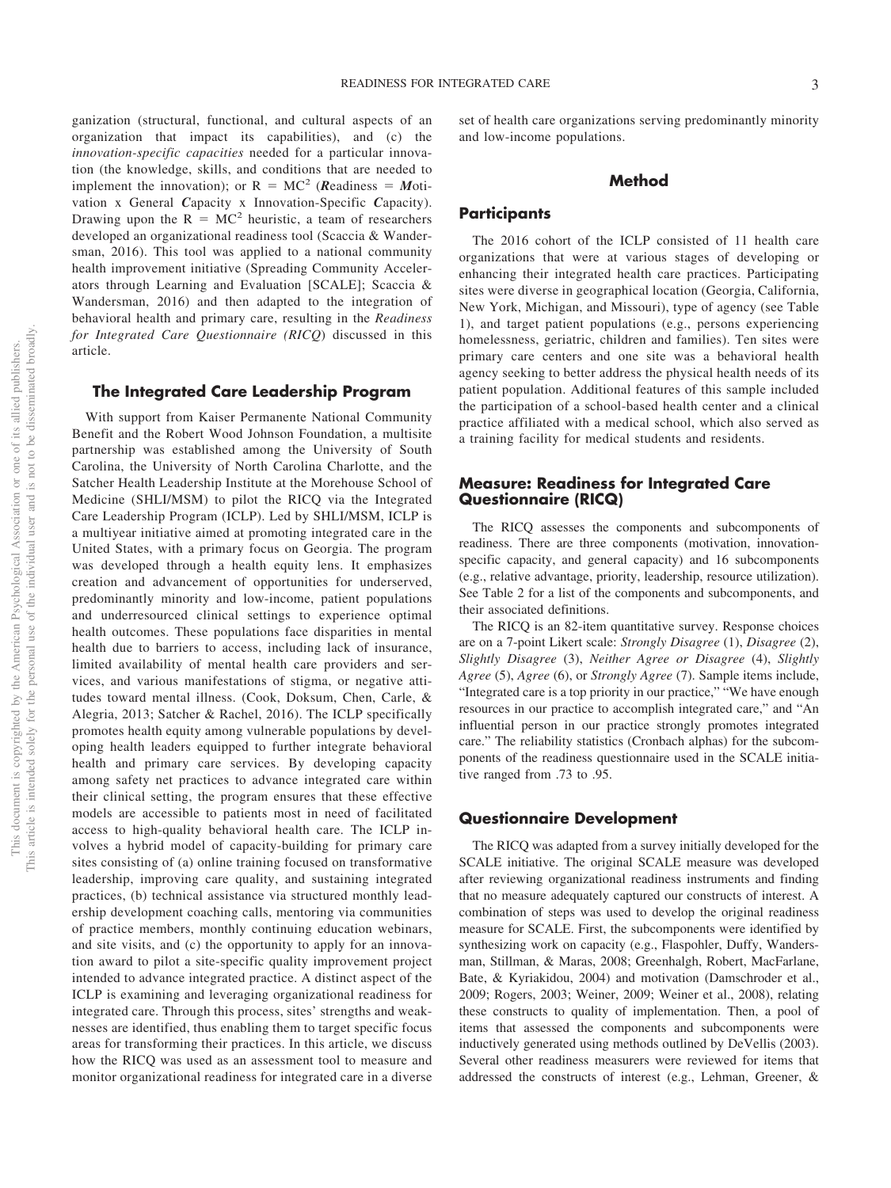ganization (structural, functional, and cultural aspects of an organization that impact its capabilities), and (c) the *innovation-specific capacities* needed for a particular innovation (the knowledge, skills, and conditions that are needed to implement the innovation); or R = MC$^2$ (***R****eadiness* = ***M****otivation* x General ***C****apacity* x Innovation-Specific ***C****apacity*). Drawing upon the R = MC$^2$ heuristic, a team of researchers developed an organizational readiness tool (Scaccia & Wandersman, 2016). This tool was applied to a national community health improvement initiative (Spreading Community Accelerators through Learning and Evaluation [SCALE]; Scaccia & Wandersman, 2016) and then adapted to the integration of behavioral health and primary care, resulting in the *Readiness for Integrated Care Questionnaire (RICQ)* discussed in this article.

## The Integrated Care Leadership Program

With support from Kaiser Permanente National Community Benefit and the Robert Wood Johnson Foundation, a multisite partnership was established among the University of South Carolina, the University of North Carolina Charlotte, and the Satcher Health Leadership Institute at the Morehouse School of Medicine (SHLI/MSM) to pilot the RICQ via the Integrated Care Leadership Program (ICLP). Led by SHLI/MSM, ICLP is a multiyear initiative aimed at promoting integrated care in the United States, with a primary focus on Georgia. The program was developed through a health equity lens. It emphasizes creation and advancement of opportunities for underserved, predominantly minority and low-income, patient populations and underresourced clinical settings to experience optimal health outcomes. These populations face disparities in mental health due to barriers to access, including lack of insurance, limited availability of mental health care providers and services, and various manifestations of stigma, or negative attitudes toward mental illness. (Cook, Doksum, Chen, Carle, & Alegria, 2013; Satcher & Rachel, 2016). The ICLP specifically promotes health equity among vulnerable populations by developing health leaders equipped to further integrate behavioral health and primary care services. By developing capacity among safety net practices to advance integrated care within their clinical setting, the program ensures that these effective models are accessible to patients most in need of facilitated access to high-quality behavioral health care. The ICLP involves a hybrid model of capacity-building for primary care sites consisting of (a) online training focused on transformative leadership, improving care quality, and sustaining integrated practices, (b) technical assistance via structured monthly leadership development coaching calls, mentoring via communities of practice members, monthly continuing education webinars, and site visits, and (c) the opportunity to apply for an innovation award to pilot a site-specific quality improvement project intended to advance integrated practice. A distinct aspect of the ICLP is examining and leveraging organizational readiness for integrated care. Through this process, sites' strengths and weaknesses are identified, thus enabling them to target specific focus areas for transforming their practices. In this article, we discuss how the RICQ was used as an assessment tool to measure and monitor organizational readiness for integrated care in a diverse set of health care organizations serving predominantly minority and low-income populations.

# Method

## Participants

The 2016 cohort of the ICLP consisted of 11 health care organizations that were at various stages of developing or enhancing their integrated health care practices. Participating sites were diverse in geographical location (Georgia, California, New York, Michigan, and Missouri), type of agency (see Table 1), and target patient populations (e.g., persons experiencing homelessness, geriatric, children and families). Ten sites were primary care centers and one site was a behavioral health agency seeking to better address the physical health needs of its patient population. Additional features of this sample included the participation of a school-based health center and a clinical practice affiliated with a medical school, which also served as a training facility for medical students and residents.

## Measure: Readiness for Integrated Care Questionnaire (RICQ)

The RICQ assesses the components and subcomponents of readiness. There are three components (motivation, innovation-specific capacity, and general capacity) and 16 subcomponents (e.g., relative advantage, priority, leadership, resource utilization). See Table 2 for a list of the components and subcomponents, and their associated definitions.

The RICQ is an 82-item quantitative survey. Response choices are on a 7-point Likert scale: *Strongly Disagree* (1), *Disagree* (2), *Slightly Disagree* (3), *Neither Agree or Disagree* (4), *Slightly Agree* (5), *Agree* (6), or *Strongly Agree* (7). Sample items include, "Integrated care is a top priority in our practice," "We have enough resources in our practice to accomplish integrated care," and "An influential person in our practice strongly promotes integrated care." The reliability statistics (Cronbach alphas) for the subcomponents of the readiness questionnaire used in the SCALE initiative ranged from .73 to .95.

## Questionnaire Development

The RICQ was adapted from a survey initially developed for the SCALE initiative. The original SCALE measure was developed after reviewing organizational readiness instruments and finding that no measure adequately captured our constructs of interest. A combination of steps was used to develop the original readiness measure for SCALE. First, the subcomponents were identified by synthesizing work on capacity (e.g., Flaspohler, Duffy, Wandersman, Stillman, & Maras, 2008; Greenhalgh, Robert, MacFarlane, Bate, & Kyriakidou, 2004) and motivation (Damschroder et al., 2009; Rogers, 2003; Weiner, 2009; Weiner et al., 2008), relating these constructs to quality of implementation. Then, a pool of items that assessed the components and subcomponents were inductively generated using methods outlined by DeVellis (2003). Several other readiness measurers were reviewed for items that addressed the constructs of interest (e.g., Lehman, Greener, &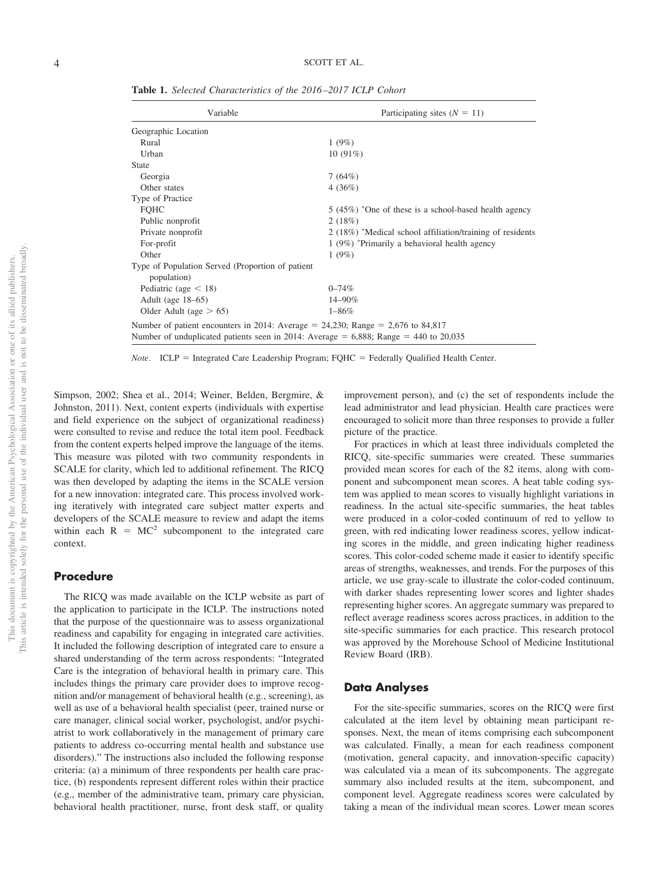**Table 1.** *Selected Characteristics of the 2016–2017 ICLP Cohort*

| Variable | Participating sites ($N$ = 11) |
|---|---|
| Geographic Location | |
| Rural | 1 (9%) |
| Urban | 10 (91%) |
| State | |
| Georgia | 7 (64%) |
| Other states | 4 (36%) |
| Type of Practice | |
| FQHC | 5 (45%) *One of these is a school-based health agency |
| Public nonprofit | 2 (18%) |
| Private nonprofit | 2 (18%) *Medical school affiliation/training of residents |
| For-profit | 1 (9%) *Primarily a behavioral health agency |
| Other | 1 (9%) |
| Type of Population Served (Proportion of patient population) | |
| Pediatric (age < 18) | 0–74% |
| Adult (age 18–65) | 14–90% |
| Older Adult (age > 65) | 1–86% |
| Number of patient encounters in 2014: Average = 24,230; Range = 2,676 to 84,817 | |
| Number of unduplicated patients seen in 2014: Average = 6,888; Range = 440 to 20,035 | |

*Note*. ICLP = Integrated Care Leadership Program; FQHC = Federally Qualified Health Center.

Simpson, 2002; Shea et al., 2014; Weiner, Belden, Bergmire, & Johnston, 2011). Next, content experts (individuals with expertise and field experience on the subject of organizational readiness) were consulted to revise and reduce the total item pool. Feedback from the content experts helped improve the language of the items. This measure was piloted with two community respondents in SCALE for clarity, which led to additional refinement. The RICQ was then developed by adapting the items in the SCALE version for a new innovation: integrated care. This process involved working iteratively with integrated care subject matter experts and developers of the SCALE measure to review and adapt the items within each $R = MC^2$ subcomponent to the integrated care context.

## Procedure

The RICQ was made available on the ICLP website as part of the application to participate in the ICLP. The instructions noted that the purpose of the questionnaire was to assess organizational readiness and capability for engaging in integrated care activities. It included the following description of integrated care to ensure a shared understanding of the term across respondents: "Integrated Care is the integration of behavioral health in primary care. This includes things the primary care provider does to improve recognition and/or management of behavioral health (e.g., screening), as well as use of a behavioral health specialist (peer, trained nurse or care manager, clinical social worker, psychologist, and/or psychiatrist to work collaboratively in the management of primary care patients to address co-occurring mental health and substance use disorders)." The instructions also included the following response criteria: (a) a minimum of three respondents per health care practice, (b) respondents represent different roles within their practice (e.g., member of the administrative team, primary care physician, behavioral health practitioner, nurse, front desk staff, or quality improvement person), and (c) the set of respondents include the lead administrator and lead physician. Health care practices were encouraged to solicit more than three responses to provide a fuller picture of the practice.

For practices in which at least three individuals completed the RICQ, site-specific summaries were created. These summaries provided mean scores for each of the 82 items, along with component and subcomponent mean scores. A heat table coding system was applied to mean scores to visually highlight variations in readiness. In the actual site-specific summaries, the heat tables were produced in a color-coded continuum of red to yellow to green, with red indicating lower readiness scores, yellow indicating scores in the middle, and green indicating higher readiness scores. This color-coded scheme made it easier to identify specific areas of strengths, weaknesses, and trends. For the purposes of this article, we use gray-scale to illustrate the color-coded continuum, with darker shades representing lower scores and lighter shades representing higher scores. An aggregate summary was prepared to reflect average readiness scores across practices, in addition to the site-specific summaries for each practice. This research protocol was approved by the Morehouse School of Medicine Institutional Review Board (IRB).

## Data Analyses

For the site-specific summaries, scores on the RICQ were first calculated at the item level by obtaining mean participant responses. Next, the mean of items comprising each subcomponent was calculated. Finally, a mean for each readiness component (motivation, general capacity, and innovation-specific capacity) was calculated via a mean of its subcomponents. The aggregate summary also included results at the item, subcomponent, and component level. Aggregate readiness scores were calculated by taking a mean of the individual mean scores. Lower mean scores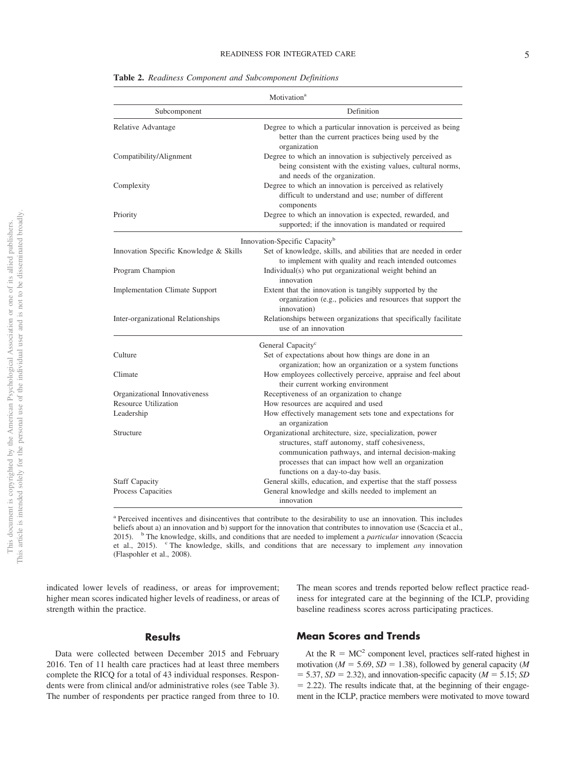**Table 2.** *Readiness Component and Subcomponent Definitions*

| Subcomponent | Definition |
|---|---|
| **Motivation[a]** | |
| Relative Advantage | Degree to which a particular innovation is perceived as being better than the current practices being used by the organization |
| Compatibility/Alignment | Degree to which an innovation is subjectively perceived as being consistent with the existing values, cultural norms, and needs of the organization. |
| Complexity | Degree to which an innovation is perceived as relatively difficult to understand and use; number of different components |
| Priority | Degree to which an innovation is expected, rewarded, and supported; if the innovation is mandated or required |
| **Innovation-Specific Capacity[b]** | |
| Innovation Specific Knowledge & Skills | Set of knowledge, skills, and abilities that are needed in order to implement with quality and reach intended outcomes |
| Program Champion | Individual(s) who put organizational weight behind an innovation |
| Implementation Climate Support | Extent that the innovation is tangibly supported by the organization (e.g., policies and resources that support the innovation) |
| Inter-organizational Relationships | Relationships between organizations that specifically facilitate use of an innovation |
| **General Capacity[c]** | |
| Culture | Set of expectations about how things are done in an organization; how an organization or a system functions |
| Climate | How employees collectively perceive, appraise and feel about their current working environment |
| Organizational Innovativeness | Receptiveness of an organization to change |
| Resource Utilization | How resources are acquired and used |
| Leadership | How effectively management sets tone and expectations for an organization |
| Structure | Organizational architecture, size, specialization, power structures, staff autonomy, staff cohesiveness, communication pathways, and internal decision-making processes that can impact how well an organization functions on a day-to-day basis. |
| Staff Capacity | General skills, education, and expertise that the staff possess |
| Process Capacities | General knowledge and skills needed to implement an innovation |

[a] Perceived incentives and disincentives that contribute to the desirability to use an innovation. This includes beliefs about a) an innovation and b) support for the innovation that contributes to innovation use (Scaccia et al., 2015). [b] The knowledge, skills, and conditions that are needed to implement a *particular* innovation (Scaccia et al., 2015). [c] The knowledge, skills, and conditions that are necessary to implement *any* innovation (Flaspohler et al., 2008).

indicated lower levels of readiness, or areas for improvement; higher mean scores indicated higher levels of readiness, or areas of strength within the practice.

The mean scores and trends reported below reflect practice readiness for integrated care at the beginning of the ICLP, providing baseline readiness scores across participating practices.

## Results

Data were collected between December 2015 and February 2016. Ten of 11 health care practices had at least three members complete the RICQ for a total of 43 individual responses. Respondents were from clinical and/or administrative roles (see Table 3). The number of respondents per practice ranged from three to 10.

### Mean Scores and Trends

At the $R = MC^2$ component level, practices self-rated highest in motivation ($M = 5.69$, $SD = 1.38$), followed by general capacity ($M = 5.37$, $SD = 2.32$), and innovation-specific capacity ($M = 5.15$; $SD = 2.22$). The results indicate that, at the beginning of their engagement in the ICLP, practice members were motivated to move toward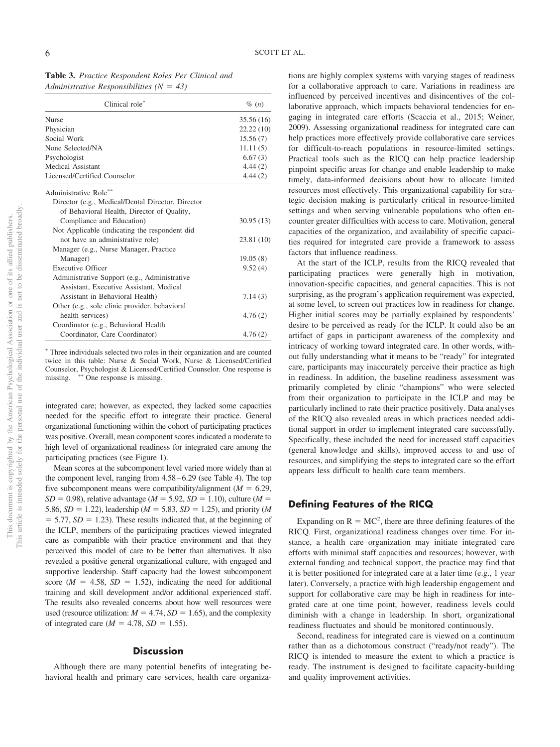**Table 3.** *Practice Respondent Roles Per Clinical and Administrative Responsibilities (N = 43)*

| Clinical role* | % (n) |
|---|---|
| Nurse | 35.56 (16) |
| Physician | 22.22 (10) |
| Social Work | 15.56 (7) |
| None Selected/NA | 11.11 (5) |
| Psychologist | 6.67 (3) |
| Medical Assistant | 4.44 (2) |
| Licensed/Certified Counselor | 4.44 (2) |
| **Administrative Role**** | |
| Director (e.g., Medical/Dental Director, Director of Behavioral Health, Director of Quality, Compliance and Education) | 30.95 (13) |
| Not Applicable (indicating the respondent did not have an administrative role) | 23.81 (10) |
| Manager (e.g., Nurse Manager, Practice Manager) | 19.05 (8) |
| Executive Officer | 9.52 (4) |
| Administrative Support (e.g., Administrative Assistant, Executive Assistant, Medical Assistant in Behavioral Health) | 7.14 (3) |
| Other (e.g., sole clinic provider, behavioral health services) | 4.76 (2) |
| Coordinator (e.g., Behavioral Health Coordinator, Care Coordinator) | 4.76 (2) |

* Three individuals selected two roles in their organization and are counted twice in this table: Nurse & Social Work, Nurse & Licensed/Certified Counselor, Psychologist & Licensed/Certified Counselor. One response is missing. ** One response is missing.

integrated care; however, as expected, they lacked some capacities needed for the specific effort to integrate their practice. General organizational functioning within the cohort of participating practices was positive. Overall, mean component scores indicated a moderate to high level of organizational readiness for integrated care among the participating practices (see Figure 1).

Mean scores at the subcomponent level varied more widely than at the component level, ranging from 4.58–6.29 (see Table 4). The top five subcomponent means were compatibility/alignment ($M = 6.29$, $SD = 0.98$), relative advantage ($M = 5.92$, $SD = 1.10$), culture ($M = 5.86$, $SD = 1.22$), leadership ($M = 5.83$, $SD = 1.25$), and priority ($M = 5.77$, $SD = 1.23$). These results indicated that, at the beginning of the ICLP, members of the participating practices viewed integrated care as compatible with their practice environment and that they perceived this model of care to be better than alternatives. It also revealed a positive general organizational culture, with engaged and supportive leadership. Staff capacity had the lowest subcomponent score ($M = 4.58$, $SD = 1.52$), indicating the need for additional training and skill development and/or additional experienced staff. The results also revealed concerns about how well resources were used (resource utilization: $M = 4.74$, $SD = 1.65$), and the complexity of integrated care ($M = 4.78$, $SD = 1.55$).

## Discussion

Although there are many potential benefits of integrating behavioral health and primary care services, health care organizations are highly complex systems with varying stages of readiness for a collaborative approach to care. Variations in readiness are influenced by perceived incentives and disincentives of the collaborative approach, which impacts behavioral tendencies for engaging in integrated care efforts (Scaccia et al., 2015; Weiner, 2009). Assessing organizational readiness for integrated care can help practices more effectively provide collaborative care services for difficult-to-reach populations in resource-limited settings. Practical tools such as the RICQ can help practice leadership pinpoint specific areas for change and enable leadership to make timely, data-informed decisions about how to allocate limited resources most effectively. This organizational capability for strategic decision making is particularly critical in resource-limited settings and when serving vulnerable populations who often encounter greater difficulties with access to care. Motivation, general capacities of the organization, and availability of specific capacities required for integrated care provide a framework to assess factors that influence readiness.

At the start of the ICLP, results from the RICQ revealed that participating practices were generally high in motivation, innovation-specific capacities, and general capacities. This is not surprising, as the program's application requirement was expected, at some level, to screen out practices low in readiness for change. Higher initial scores may be partially explained by respondents' desire to be perceived as ready for the ICLP. It could also be an artifact of gaps in participant awareness of the complexity and intricacy of working toward integrated care. In other words, without fully understanding what it means to be "ready" for integrated care, participants may inaccurately perceive their practice as high in readiness. In addition, the baseline readiness assessment was primarily completed by clinic "champions" who were selected from their organization to participate in the ICLP and may be particularly inclined to rate their practice positively. Data analyses of the RICQ also revealed areas in which practices needed additional support in order to implement integrated care successfully. Specifically, these included the need for increased staff capacities (general knowledge and skills), improved access to and use of resources, and simplifying the steps to integrated care so the effort appears less difficult to health care team members.

## Defining Features of the RICQ

Expanding on $R = MC^2$, there are three defining features of the RICQ. First, organizational readiness changes over time. For instance, a health care organization may initiate integrated care efforts with minimal staff capacities and resources; however, with external funding and technical support, the practice may find that it is better positioned for integrated care at a later time (e.g., 1 year later). Conversely, a practice with high leadership engagement and support for collaborative care may be high in readiness for integrated care at one time point, however, readiness levels could diminish with a change in leadership. In short, organizational readiness fluctuates and should be monitored continuously.

Second, readiness for integrated care is viewed on a continuum rather than as a dichotomous construct ("ready/not ready"). The RICQ is intended to measure the extent to which a practice is ready. The instrument is designed to facilitate capacity-building and quality improvement activities.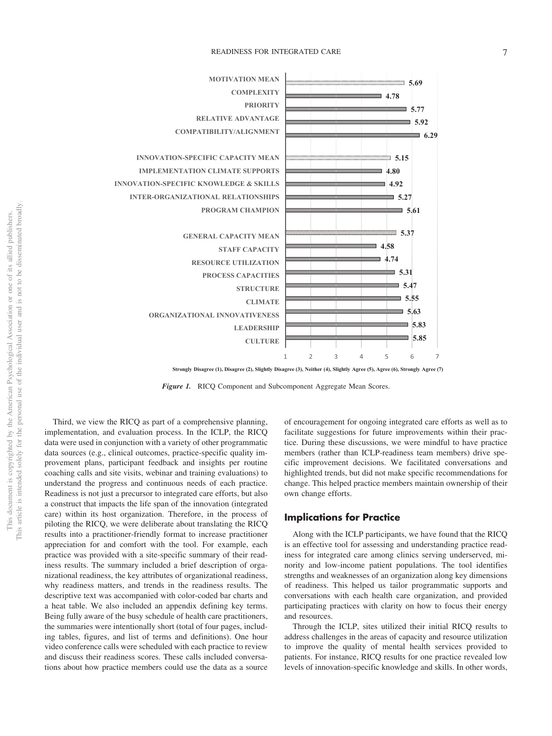| Component | Mean Score |
|---|---|
| MOTIVATION MEAN | 5.69 |
| COMPLEXITY | 4.78 |
| PRIORITY | 5.77 |
| RELATIVE ADVANTAGE | 5.92 |
| COMPATIBILITY/ALIGNMENT | 6.29 |
| INNOVATION-SPECIFIC CAPACITY MEAN | 5.15 |
| IMPLEMENTATION CLIMATE SUPPORTS | 4.80 |
| INNOVATION-SPECIFIC KNOWLEDGE & SKILLS | 4.92 |
| INTER-ORGANIZATIONAL RELATIONSHIPS | 5.27 |
| PROGRAM CHAMPION | 5.61 |
| GENERAL CAPACITY MEAN | 5.37 |
| STAFF CAPACITY | 4.58 |
| RESOURCE UTILIZATION | 4.74 |
| PROCESS CAPACITIES | 5.31 |
| STRUCTURE | 5.47 |
| CLIMATE | 5.55 |
| ORGANIZATIONAL INNOVATIVENESS | 5.63 |
| LEADERSHIP | 5.83 |
| CULTURE | 5.85 |

Strongly Disagree (1), Disagree (2), Slightly Disagree (3), Neither (4), Slightly Agree (5), Agree (6), Strongly Agree (7)

*Figure 1.* RICQ Component and Subcomponent Aggregate Mean Scores.

Third, we view the RICQ as part of a comprehensive planning, implementation, and evaluation process. In the ICLP, the RICQ data were used in conjunction with a variety of other programmatic data sources (e.g., clinical outcomes, practice-specific quality improvement plans, participant feedback and insights per routine coaching calls and site visits, webinar and training evaluations) to understand the progress and continuous needs of each practice. Readiness is not just a precursor to integrated care efforts, but also a construct that impacts the life span of the innovation (integrated care) within its host organization. Therefore, in the process of piloting the RICQ, we were deliberate about translating the RICQ results into a practitioner-friendly format to increase practitioner appreciation for and comfort with the tool. For example, each practice was provided with a site-specific summary of their readiness results. The summary included a brief description of organizational readiness, the key attributes of organizational readiness, why readiness matters, and trends in the readiness results. The descriptive text was accompanied with color-coded bar charts and a heat table. We also included an appendix defining key terms. Being fully aware of the busy schedule of health care practitioners, the summaries were intentionally short (total of four pages, including tables, figures, and list of terms and definitions). One hour video conference calls were scheduled with each practice to review and discuss their readiness scores. These calls included conversations about how practice members could use the data as a source of encouragement for ongoing integrated care efforts as well as to facilitate suggestions for future improvements within their practice. During these discussions, we were mindful to have practice members (rather than ICLP-readiness team members) drive specific improvement decisions. We facilitated conversations and highlighted trends, but did not make specific recommendations for change. This helped practice members maintain ownership of their own change efforts.

## Implications for Practice

Along with the ICLP participants, we have found that the RICQ is an effective tool for assessing and understanding practice readiness for integrated care among clinics serving underserved, minority and low-income patient populations. The tool identifies strengths and weaknesses of an organization along key dimensions of readiness. This helped us tailor programmatic supports and conversations with each health care organization, and provided participating practices with clarity on how to focus their energy and resources.

Through the ICLP, sites utilized their initial RICQ results to address challenges in the areas of capacity and resource utilization to improve the quality of mental health services provided to patients. For instance, RICQ results for one practice revealed low levels of innovation-specific knowledge and skills. In other words,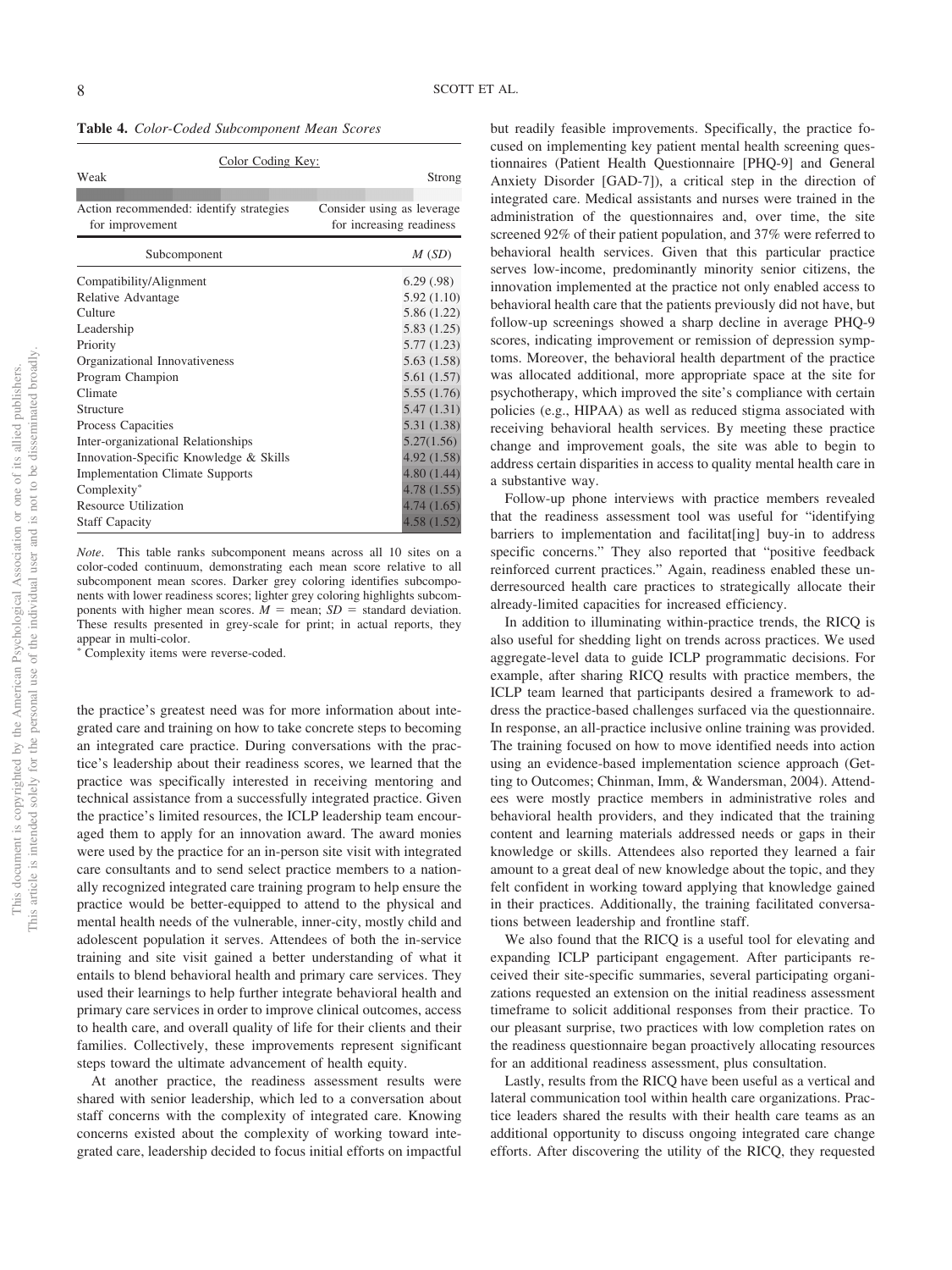**Table 4.** *Color-Coded Subcomponent Mean Scores*

| Color Coding Key: | |
|---|---|
| Weak | Strong |
| Action recommended: identify strategies for improvement | Consider using as leverage for increasing readiness |

| Subcomponent | *M* (*SD*) |
|---|---|
| Compatibility/Alignment | 6.29 (.98) |
| Relative Advantage | 5.92 (1.10) |
| Culture | 5.86 (1.22) |
| Leadership | 5.83 (1.25) |
| Priority | 5.77 (1.23) |
| Organizational Innovativeness | 5.63 (1.58) |
| Program Champion | 5.61 (1.57) |
| Climate | 5.55 (1.76) |
| Structure | 5.47 (1.31) |
| Process Capacities | 5.31 (1.38) |
| Inter-organizational Relationships | 5.27(1.56) |
| Innovation-Specific Knowledge & Skills | 4.92 (1.58) |
| Implementation Climate Supports | 4.80 (1.44) |
| Complexity* | 4.78 (1.55) |
| Resource Utilization | 4.74 (1.65) |
| Staff Capacity | 4.58 (1.52) |

*Note*. This table ranks subcomponent means across all 10 sites on a color-coded continuum, demonstrating each mean score relative to all subcomponent mean scores. Darker grey coloring identifies subcomponents with lower readiness scores; lighter grey coloring highlights subcomponents with higher mean scores. $M$ = mean; $SD$ = standard deviation. These results presented in grey-scale for print; in actual reports, they appear in multi-color.
\* Complexity items were reverse-coded.

the practice's greatest need was for more information about integrated care and training on how to take concrete steps to becoming an integrated care practice. During conversations with the practice's leadership about their readiness scores, we learned that the practice was specifically interested in receiving mentoring and technical assistance from a successfully integrated practice. Given the practice's limited resources, the ICLP leadership team encouraged them to apply for an innovation award. The award monies were used by the practice for an in-person site visit with integrated care consultants and to send select practice members to a nationally recognized integrated care training program to help ensure the practice would be better-equipped to attend to the physical and mental health needs of the vulnerable, inner-city, mostly child and adolescent population it serves. Attendees of both the in-service training and site visit gained a better understanding of what it entails to blend behavioral health and primary care services. They used their learnings to help further integrate behavioral health and primary care services in order to improve clinical outcomes, access to health care, and overall quality of life for their clients and their families. Collectively, these improvements represent significant steps toward the ultimate advancement of health equity.

At another practice, the readiness assessment results were shared with senior leadership, which led to a conversation about staff concerns with the complexity of integrated care. Knowing concerns existed about the complexity of working toward integrated care, leadership decided to focus initial efforts on impactful but readily feasible improvements. Specifically, the practice focused on implementing key patient mental health screening questionnaires (Patient Health Questionnaire [PHQ-9] and General Anxiety Disorder [GAD-7]), a critical step in the direction of integrated care. Medical assistants and nurses were trained in the administration of the questionnaires and, over time, the site screened 92% of their patient population, and 37% were referred to behavioral health services. Given that this particular practice serves low-income, predominantly minority senior citizens, the innovation implemented at the practice not only enabled access to behavioral health care that the patients previously did not have, but follow-up screenings showed a sharp decline in average PHQ-9 scores, indicating improvement or remission of depression symptoms. Moreover, the behavioral health department of the practice was allocated additional, more appropriate space at the site for psychotherapy, which improved the site's compliance with certain policies (e.g., HIPAA) as well as reduced stigma associated with receiving behavioral health services. By meeting these practice change and improvement goals, the site was able to begin to address certain disparities in access to quality mental health care in a substantive way.

Follow-up phone interviews with practice members revealed that the readiness assessment tool was useful for "identifying barriers to implementation and facilitat[ing] buy-in to address specific concerns." They also reported that "positive feedback reinforced current practices." Again, readiness enabled these underresourced health care practices to strategically allocate their already-limited capacities for increased efficiency.

In addition to illuminating within-practice trends, the RICQ is also useful for shedding light on trends across practices. We used aggregate-level data to guide ICLP programmatic decisions. For example, after sharing RICQ results with practice members, the ICLP team learned that participants desired a framework to address the practice-based challenges surfaced via the questionnaire. In response, an all-practice inclusive online training was provided. The training focused on how to move identified needs into action using an evidence-based implementation science approach (Getting to Outcomes; Chinman, Imm, & Wandersman, 2004). Attendees were mostly practice members in administrative roles and behavioral health providers, and they indicated that the training content and learning materials addressed needs or gaps in their knowledge or skills. Attendees also reported they learned a fair amount to a great deal of new knowledge about the topic, and they felt confident in working toward applying that knowledge gained in their practices. Additionally, the training facilitated conversations between leadership and frontline staff.

We also found that the RICQ is a useful tool for elevating and expanding ICLP participant engagement. After participants received their site-specific summaries, several participating organizations requested an extension on the initial readiness assessment timeframe to solicit additional responses from their practice. To our pleasant surprise, two practices with low completion rates on the readiness questionnaire began proactively allocating resources for an additional readiness assessment, plus consultation.

Lastly, results from the RICQ have been useful as a vertical and lateral communication tool within health care organizations. Practice leaders shared the results with their health care teams as an additional opportunity to discuss ongoing integrated care change efforts. After discovering the utility of the RICQ, they requested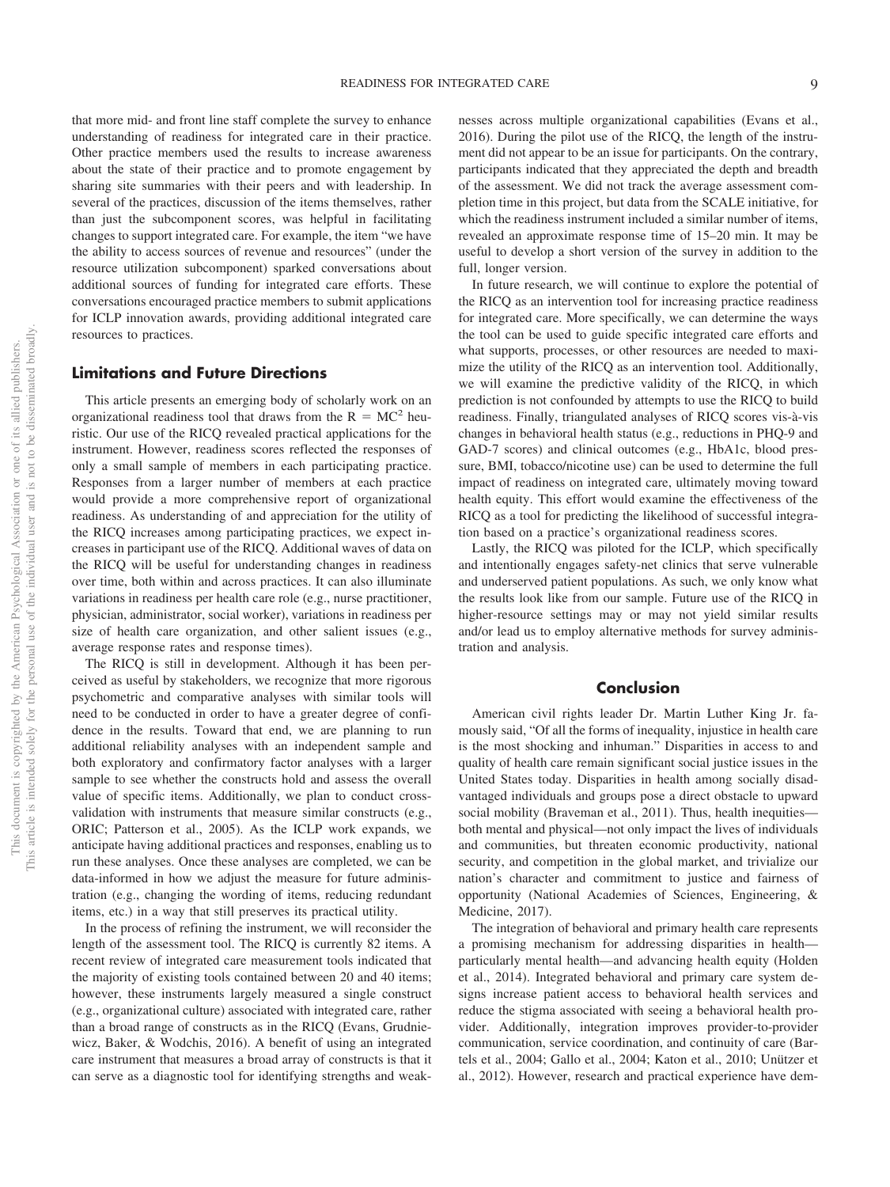that more mid- and front line staff complete the survey to enhance understanding of readiness for integrated care in their practice. Other practice members used the results to increase awareness about the state of their practice and to promote engagement by sharing site summaries with their peers and with leadership. In several of the practices, discussion of the items themselves, rather than just the subcomponent scores, was helpful in facilitating changes to support integrated care. For example, the item "we have the ability to access sources of revenue and resources" (under the resource utilization subcomponent) sparked conversations about additional sources of funding for integrated care efforts. These conversations encouraged practice members to submit applications for ICLP innovation awards, providing additional integrated care resources to practices.

## Limitations and Future Directions

This article presents an emerging body of scholarly work on an organizational readiness tool that draws from the $R = MC^2$ heuristic. Our use of the RICQ revealed practical applications for the instrument. However, readiness scores reflected the responses of only a small sample of members in each participating practice. Responses from a larger number of members at each practice would provide a more comprehensive report of organizational readiness. As understanding of and appreciation for the utility of the RICQ increases among participating practices, we expect increases in participant use of the RICQ. Additional waves of data on the RICQ will be useful for understanding changes in readiness over time, both within and across practices. It can also illuminate variations in readiness per health care role (e.g., nurse practitioner, physician, administrator, social worker), variations in readiness per size of health care organization, and other salient issues (e.g., average response rates and response times).

The RICQ is still in development. Although it has been perceived as useful by stakeholders, we recognize that more rigorous psychometric and comparative analyses with similar tools will need to be conducted in order to have a greater degree of confidence in the results. Toward that end, we are planning to run additional reliability analyses with an independent sample and both exploratory and confirmatory factor analyses with a larger sample to see whether the constructs hold and assess the overall value of specific items. Additionally, we plan to conduct cross-validation with instruments that measure similar constructs (e.g., ORIC; Patterson et al., 2005). As the ICLP work expands, we anticipate having additional practices and responses, enabling us to run these analyses. Once these analyses are completed, we can be data-informed in how we adjust the measure for future administration (e.g., changing the wording of items, reducing redundant items, etc.) in a way that still preserves its practical utility.

In the process of refining the instrument, we will reconsider the length of the assessment tool. The RICQ is currently 82 items. A recent review of integrated care measurement tools indicated that the majority of existing tools contained between 20 and 40 items; however, these instruments largely measured a single construct (e.g., organizational culture) associated with integrated care, rather than a broad range of constructs as in the RICQ (Evans, Grudniewicz, Baker, & Wodchis, 2016). A benefit of using an integrated care instrument that measures a broad array of constructs is that it can serve as a diagnostic tool for identifying strengths and weaknesses across multiple organizational capabilities (Evans et al., 2016). During the pilot use of the RICQ, the length of the instrument did not appear to be an issue for participants. On the contrary, participants indicated that they appreciated the depth and breadth of the assessment. We did not track the average assessment completion time in this project, but data from the SCALE initiative, for which the readiness instrument included a similar number of items, revealed an approximate response time of 15–20 min. It may be useful to develop a short version of the survey in addition to the full, longer version.

In future research, we will continue to explore the potential of the RICQ as an intervention tool for increasing practice readiness for integrated care. More specifically, we can determine the ways the tool can be used to guide specific integrated care efforts and what supports, processes, or other resources are needed to maximize the utility of the RICQ as an intervention tool. Additionally, we will examine the predictive validity of the RICQ, in which prediction is not confounded by attempts to use the RICQ to build readiness. Finally, triangulated analyses of RICQ scores vis-à-vis changes in behavioral health status (e.g., reductions in PHQ-9 and GAD-7 scores) and clinical outcomes (e.g., HbA1c, blood pressure, BMI, tobacco/nicotine use) can be used to determine the full impact of readiness on integrated care, ultimately moving toward health equity. This effort would examine the effectiveness of the RICQ as a tool for predicting the likelihood of successful integration based on a practice's organizational readiness scores.

Lastly, the RICQ was piloted for the ICLP, which specifically and intentionally engages safety-net clinics that serve vulnerable and underserved patient populations. As such, we only know what the results look like from our sample. Future use of the RICQ in higher-resource settings may or may not yield similar results and/or lead us to employ alternative methods for survey administration and analysis.

## Conclusion

American civil rights leader Dr. Martin Luther King Jr. famously said, "Of all the forms of inequality, injustice in health care is the most shocking and inhuman." Disparities in access to and quality of health care remain significant social justice issues in the United States today. Disparities in health among socially disadvantaged individuals and groups pose a direct obstacle to upward social mobility (Braveman et al., 2011). Thus, health inequities—both mental and physical—not only impact the lives of individuals and communities, but threaten economic productivity, national security, and competition in the global market, and trivialize our nation's character and commitment to justice and fairness of opportunity (National Academies of Sciences, Engineering, & Medicine, 2017).

The integration of behavioral and primary health care represents a promising mechanism for addressing disparities in health—particularly mental health—and advancing health equity (Holden et al., 2014). Integrated behavioral and primary care system designs increase patient access to behavioral health services and reduce the stigma associated with seeing a behavioral health provider. Additionally, integration improves provider-to-provider communication, service coordination, and continuity of care (Bartels et al., 2004; Gallo et al., 2004; Katon et al., 2010; Unützer et al., 2012). However, research and practical experience have dem-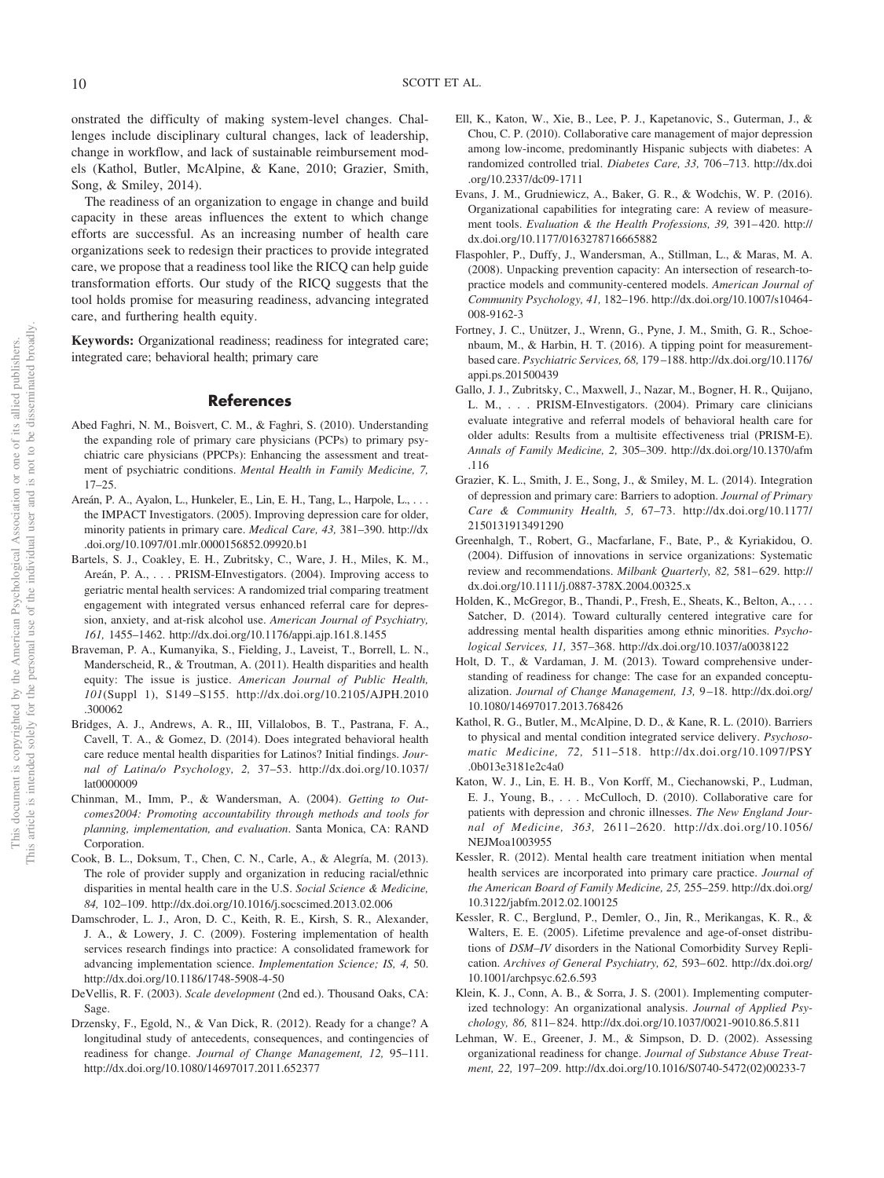onstrated the difficulty of making system-level changes. Challenges include disciplinary cultural changes, lack of leadership, change in workflow, and lack of sustainable reimbursement models (Kathol, Butler, McAlpine, & Kane, 2010; Grazier, Smith, Song, & Smiley, 2014).

The readiness of an organization to engage in change and build capacity in these areas influences the extent to which change efforts are successful. As an increasing number of health care organizations seek to redesign their practices to provide integrated care, we propose that a readiness tool like the RICQ can help guide transformation efforts. Our study of the RICQ suggests that the tool holds promise for measuring readiness, advancing integrated care, and furthering health equity.

**Keywords:** Organizational readiness; readiness for integrated care; integrated care; behavioral health; primary care

## References

Abed Faghri, N. M., Boisvert, C. M., & Faghri, S. (2010). Understanding the expanding role of primary care physicians (PCPs) to primary psychiatric care physicians (PPCPs): Enhancing the assessment and treatment of psychiatric conditions. *Mental Health in Family Medicine, 7,* 17–25.

Areán, P. A., Ayalon, L., Hunkeler, E., Lin, E. H., Tang, L., Harpole, L., . . . the IMPACT Investigators. (2005). Improving depression care for older, minority patients in primary care. *Medical Care, 43,* 381–390. http://dx.doi.org/10.1097/01.mlr.0000156852.09920.b1

Bartels, S. J., Coakley, E. H., Zubritsky, C., Ware, J. H., Miles, K. M., Areán, P. A., . . . PRISM-EInvestigators. (2004). Improving access to geriatric mental health services: A randomized trial comparing treatment engagement with integrated versus enhanced referral care for depression, anxiety, and at-risk alcohol use. *American Journal of Psychiatry, 161,* 1455–1462. http://dx.doi.org/10.1176/appi.ajp.161.8.1455

Braveman, P. A., Kumanyika, S., Fielding, J., Laveist, T., Borrell, L. N., Manderscheid, R., & Troutman, A. (2011). Health disparities and health equity: The issue is justice. *American Journal of Public Health, 101*(Suppl 1), S149–S155. http://dx.doi.org/10.2105/AJPH.2010.300062

Bridges, A. J., Andrews, A. R., III, Villalobos, B. T., Pastrana, F. A., Cavell, T. A., & Gomez, D. (2014). Does integrated behavioral health care reduce mental health disparities for Latinos? Initial findings. *Journal of Latina/o Psychology, 2,* 37–53. http://dx.doi.org/10.1037/lat0000009

Chinman, M., Imm, P., & Wandersman, A. (2004). *Getting to Outcomes2004: Promoting accountability through methods and tools for planning, implementation, and evaluation*. Santa Monica, CA: RAND Corporation.

Cook, B. L., Doksum, T., Chen, C. N., Carle, A., & Alegría, M. (2013). The role of provider supply and organization in reducing racial/ethnic disparities in mental health care in the U.S. *Social Science & Medicine, 84,* 102–109. http://dx.doi.org/10.1016/j.socscimed.2013.02.006

Damschroder, L. J., Aron, D. C., Keith, R. E., Kirsh, S. R., Alexander, J. A., & Lowery, J. C. (2009). Fostering implementation of health services research findings into practice: A consolidated framework for advancing implementation science. *Implementation Science; IS, 4,* 50. http://dx.doi.org/10.1186/1748-5908-4-50

DeVellis, R. F. (2003). *Scale development* (2nd ed.). Thousand Oaks, CA: Sage.

Drzensky, F., Egold, N., & Van Dick, R. (2012). Ready for a change? A longitudinal study of antecedents, consequences, and contingencies of readiness for change. *Journal of Change Management, 12,* 95–111. http://dx.doi.org/10.1080/14697017.2011.652377

Ell, K., Katon, W., Xie, B., Lee, P. J., Kapetanovic, S., Guterman, J., & Chou, C. P. (2010). Collaborative care management of major depression among low-income, predominantly Hispanic subjects with diabetes: A randomized controlled trial. *Diabetes Care, 33,* 706–713. http://dx.doi.org/10.2337/dc09-1711

Evans, J. M., Grudniewicz, A., Baker, G. R., & Wodchis, W. P. (2016). Organizational capabilities for integrating care: A review of measurement tools. *Evaluation & the Health Professions, 39,* 391–420. http://dx.doi.org/10.1177/0163278716665882

Flaspohler, P., Duffy, J., Wandersman, A., Stillman, L., & Maras, M. A. (2008). Unpacking prevention capacity: An intersection of research-to-practice models and community-centered models. *American Journal of Community Psychology, 41,* 182–196. http://dx.doi.org/10.1007/s10464-008-9162-3

Fortney, J. C., Unützer, J., Wrenn, G., Pyne, J. M., Smith, G. R., Schoenbaum, M., & Harbin, H. T. (2016). A tipping point for measurement-based care. *Psychiatric Services, 68,* 179–188. http://dx.doi.org/10.1176/appi.ps.201500439

Gallo, J. J., Zubritsky, C., Maxwell, J., Nazar, M., Bogner, H. R., Quijano, L. M., . . . PRISM-EInvestigators. (2004). Primary care clinicians evaluate integrative and referral models of behavioral health care for older adults: Results from a multisite effectiveness trial (PRISM-E). *Annals of Family Medicine, 2,* 305–309. http://dx.doi.org/10.1370/afm.116

Grazier, K. L., Smith, J. E., Song, J., & Smiley, M. L. (2014). Integration of depression and primary care: Barriers to adoption. *Journal of Primary Care & Community Health, 5,* 67–73. http://dx.doi.org/10.1177/2150131913491290

Greenhalgh, T., Robert, G., Macfarlane, F., Bate, P., & Kyriakidou, O. (2004). Diffusion of innovations in service organizations: Systematic review and recommendations. *Milbank Quarterly, 82,* 581–629. http://dx.doi.org/10.1111/j.0887-378X.2004.00325.x

Holden, K., McGregor, B., Thandi, P., Fresh, E., Sheats, K., Belton, A., . . . Satcher, D. (2014). Toward culturally centered integrative care for addressing mental health disparities among ethnic minorities. *Psychological Services, 11,* 357–368. http://dx.doi.org/10.1037/a0038122

Holt, D. T., & Vardaman, J. M. (2013). Toward comprehensive understanding of readiness for change: The case for an expanded conceptualization. *Journal of Change Management, 13,* 9–18. http://dx.doi.org/10.1080/14697017.2013.768426

Kathol, R. G., Butler, M., McAlpine, D. D., & Kane, R. L. (2010). Barriers to physical and mental condition integrated service delivery. *Psychosomatic Medicine, 72,* 511–518. http://dx.doi.org/10.1097/PSY.0b013e3181e2c4a0

Katon, W. J., Lin, E. H. B., Von Korff, M., Ciechanowski, P., Ludman, E. J., Young, B., . . . McCulloch, D. (2010). Collaborative care for patients with depression and chronic illnesses. *The New England Journal of Medicine, 363,* 2611–2620. http://dx.doi.org/10.1056/NEJMoa1003955

Kessler, R. (2012). Mental health care treatment initiation when mental health services are incorporated into primary care practice. *Journal of the American Board of Family Medicine, 25,* 255–259. http://dx.doi.org/10.3122/jabfm.2012.02.100125

Kessler, R. C., Berglund, P., Demler, O., Jin, R., Merikangas, K. R., & Walters, E. E. (2005). Lifetime prevalence and age-of-onset distributions of *DSM–IV* disorders in the National Comorbidity Survey Replication. *Archives of General Psychiatry, 62,* 593–602. http://dx.doi.org/10.1001/archpsyc.62.6.593

Klein, K. J., Conn, A. B., & Sorra, J. S. (2001). Implementing computerized technology: An organizational analysis. *Journal of Applied Psychology, 86,* 811–824. http://dx.doi.org/10.1037/0021-9010.86.5.811

Lehman, W. E., Greener, J. M., & Simpson, D. D. (2002). Assessing organizational readiness for change. *Journal of Substance Abuse Treatment, 22,* 197–209. http://dx.doi.org/10.1016/S0740-5472(02)00233-7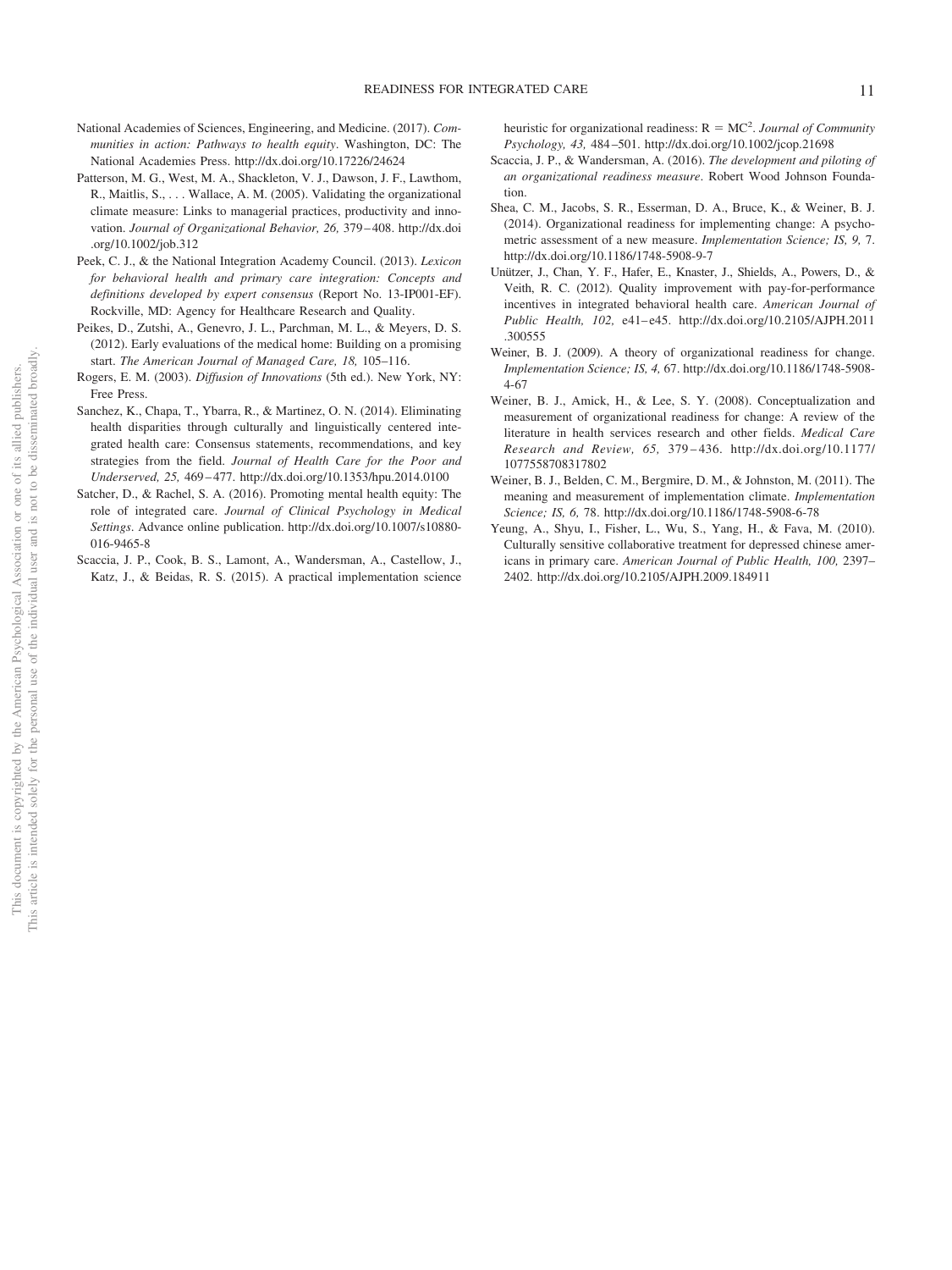National Academies of Sciences, Engineering, and Medicine. (2017). *Communities in action: Pathways to health equity*. Washington, DC: The National Academies Press. http://dx.doi.org/10.17226/24624

Patterson, M. G., West, M. A., Shackleton, V. J., Dawson, J. F., Lawthom, R., Maitlis, S., . . . Wallace, A. M. (2005). Validating the organizational climate measure: Links to managerial practices, productivity and innovation. *Journal of Organizational Behavior, 26,* 379–408. http://dx.doi.org/10.1002/job.312

Peek, C. J., & the National Integration Academy Council. (2013). *Lexicon for behavioral health and primary care integration: Concepts and definitions developed by expert consensus* (Report No. 13-IP001-EF). Rockville, MD: Agency for Healthcare Research and Quality.

Peikes, D., Zutshi, A., Genevro, J. L., Parchman, M. L., & Meyers, D. S. (2012). Early evaluations of the medical home: Building on a promising start. *The American Journal of Managed Care, 18,* 105–116.

Rogers, E. M. (2003). *Diffusion of Innovations* (5th ed.). New York, NY: Free Press.

Sanchez, K., Chapa, T., Ybarra, R., & Martinez, O. N. (2014). Eliminating health disparities through culturally and linguistically centered integrated health care: Consensus statements, recommendations, and key strategies from the field. *Journal of Health Care for the Poor and Underserved, 25,* 469–477. http://dx.doi.org/10.1353/hpu.2014.0100

Satcher, D., & Rachel, S. A. (2016). Promoting mental health equity: The role of integrated care. *Journal of Clinical Psychology in Medical Settings*. Advance online publication. http://dx.doi.org/10.1007/s10880-016-9465-8

Scaccia, J. P., Cook, B. S., Lamont, A., Wandersman, A., Castellow, J., Katz, J., & Beidas, R. S. (2015). A practical implementation science heuristic for organizational readiness: $R = MC^2$. *Journal of Community Psychology, 43,* 484–501. http://dx.doi.org/10.1002/jcop.21698

Scaccia, J. P., & Wandersman, A. (2016). *The development and piloting of an organizational readiness measure*. Robert Wood Johnson Foundation.

Shea, C. M., Jacobs, S. R., Esserman, D. A., Bruce, K., & Weiner, B. J. (2014). Organizational readiness for implementing change: A psychometric assessment of a new measure. *Implementation Science; IS, 9,* 7. http://dx.doi.org/10.1186/1748-5908-9-7

Unützer, J., Chan, Y. F., Hafer, E., Knaster, J., Shields, A., Powers, D., & Veith, R. C. (2012). Quality improvement with pay-for-performance incentives in integrated behavioral health care. *American Journal of Public Health, 102,* e41–e45. http://dx.doi.org/10.2105/AJPH.2011.300555

Weiner, B. J. (2009). A theory of organizational readiness for change. *Implementation Science; IS, 4,* 67. http://dx.doi.org/10.1186/1748-5908-4-67

Weiner, B. J., Amick, H., & Lee, S. Y. (2008). Conceptualization and measurement of organizational readiness for change: A review of the literature in health services research and other fields. *Medical Care Research and Review, 65,* 379–436. http://dx.doi.org/10.1177/1077558708317802

Weiner, B. J., Belden, C. M., Bergmire, D. M., & Johnston, M. (2011). The meaning and measurement of implementation climate. *Implementation Science; IS, 6,* 78. http://dx.doi.org/10.1186/1748-5908-6-78

Yeung, A., Shyu, I., Fisher, L., Wu, S., Yang, H., & Fava, M. (2010). Culturally sensitive collaborative treatment for depressed chinese americans in primary care. *American Journal of Public Health, 100,* 2397–2402. http://dx.doi.org/10.2105/AJPH.2009.184911